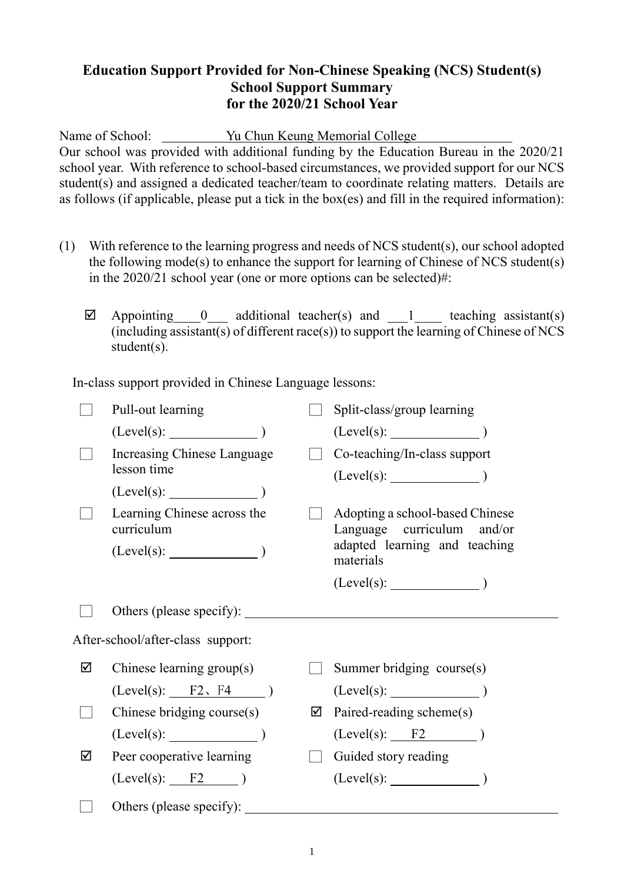# Education Support Provided for Non-Chinese Speaking (NCS) Student(s)
## School Support Summary
## for the 2020/21 School Year

Name of School: Yu Chun Keung Memorial College

Our school was provided with additional funding by the Education Bureau in the 2020/21 school year. With reference to school-based circumstances, we provided support for our NCS student(s) and assigned a dedicated teacher/team to coordinate relating matters. Details are as follows (if applicable, please put a tick in the box(es) and fill in the required information):

(1) With reference to the learning progress and needs of NCS student(s), our school adopted the following mode(s) to enhance the support for learning of Chinese of NCS student(s) in the 2020/21 school year (one or more options can be selected)#:

☑ Appointing 0 additional teacher(s) and 1 teaching assistant(s) (including assistant(s) of different race(s)) to support the learning of Chinese of NCS student(s).

In-class support provided in Chinese Language lessons:

- ☐ Pull-out learning (Level(s): \_\_\_\_\_\_ )
- ☐ Split-class/group learning (Level(s): \_\_\_\_\_\_ )
- ☐ Increasing Chinese Language lesson time (Level(s): \_\_\_\_\_\_ )
- ☐ Co-teaching/In-class support (Level(s): \_\_\_\_\_\_ )
- ☐ Learning Chinese across the curriculum (Level(s): \_\_\_\_\_\_ )
- ☐ Adopting a school-based Chinese Language curriculum and/or adapted learning and teaching materials (Level(s): \_\_\_\_\_\_ )
- ☐ Others (please specify): \_\_\_\_\_\_

After-school/after-class support:

- ☑ Chinese learning group(s) (Level(s): F2、F4 )
- ☐ Summer bridging course(s) (Level(s): \_\_\_\_\_\_ )
- ☐ Chinese bridging course(s) (Level(s): \_\_\_\_\_\_ )
- ☑ Paired-reading scheme(s) (Level(s): F2 )
- ☑ Peer cooperative learning (Level(s): F2 )
- ☐ Guided story reading (Level(s): \_\_\_\_\_\_ )
- ☐ Others (please specify): \_\_\_\_\_\_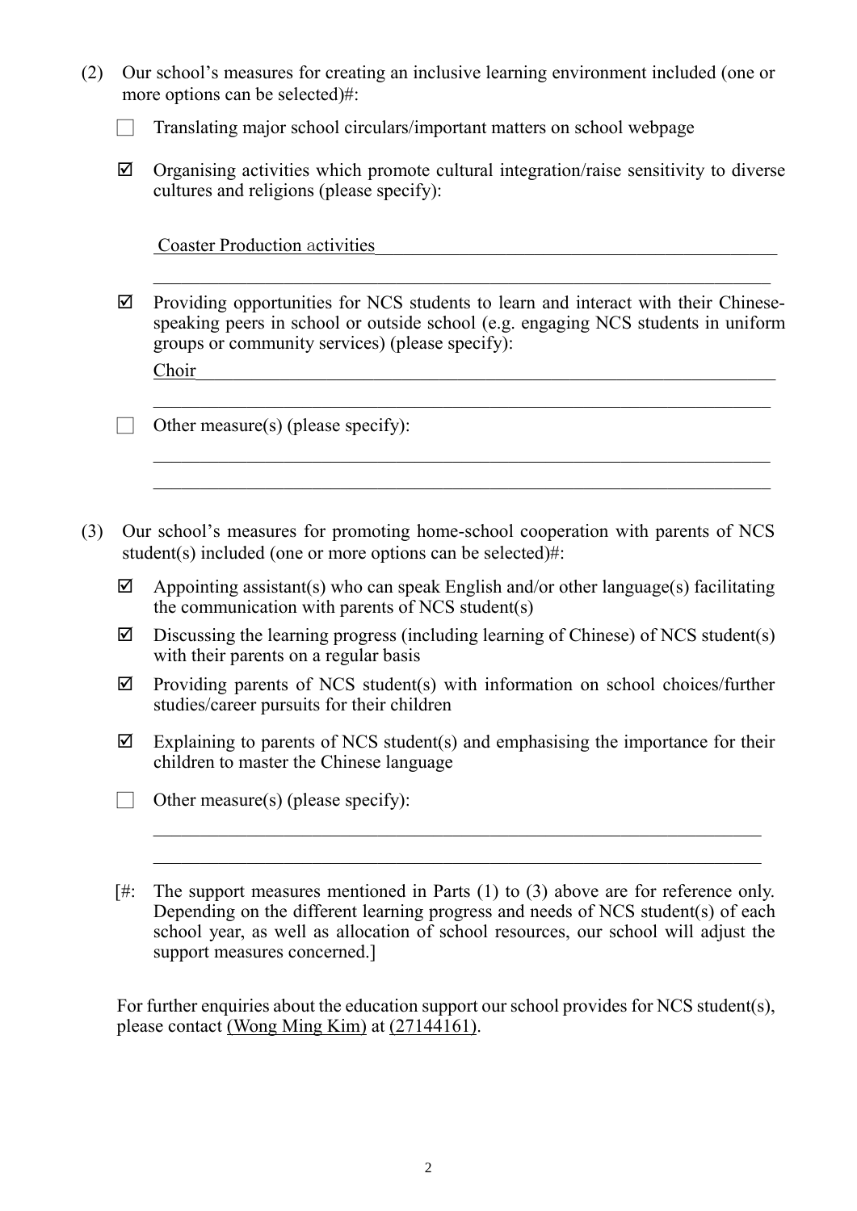(2) Our school's measures for creating an inclusive learning environment included (one or more options can be selected)#:

- ☐ Translating major school circulars/important matters on school webpage
- ☑ Organising activities which promote cultural integration/raise sensitivity to diverse cultures and religions (please specify):

  Coaster Production activities

- ☑ Providing opportunities for NCS students to learn and interact with their Chinese-speaking peers in school or outside school (e.g. engaging NCS students in uniform groups or community services) (please specify):

  Choir

- ☐ Other measure(s) (please specify):

(3) Our school's measures for promoting home-school cooperation with parents of NCS student(s) included (one or more options can be selected)#:

- ☑ Appointing assistant(s) who can speak English and/or other language(s) facilitating the communication with parents of NCS student(s)
- ☑ Discussing the learning progress (including learning of Chinese) of NCS student(s) with their parents on a regular basis
- ☑ Providing parents of NCS student(s) with information on school choices/further studies/career pursuits for their children
- ☑ Explaining to parents of NCS student(s) and emphasising the importance for their children to master the Chinese language
- ☐ Other measure(s) (please specify):

[#: The support measures mentioned in Parts (1) to (3) above are for reference only. Depending on the different learning progress and needs of NCS student(s) of each school year, as well as allocation of school resources, our school will adjust the support measures concerned.]

For further enquiries about the education support our school provides for NCS student(s), please contact (Wong Ming Kim) at (27144161).